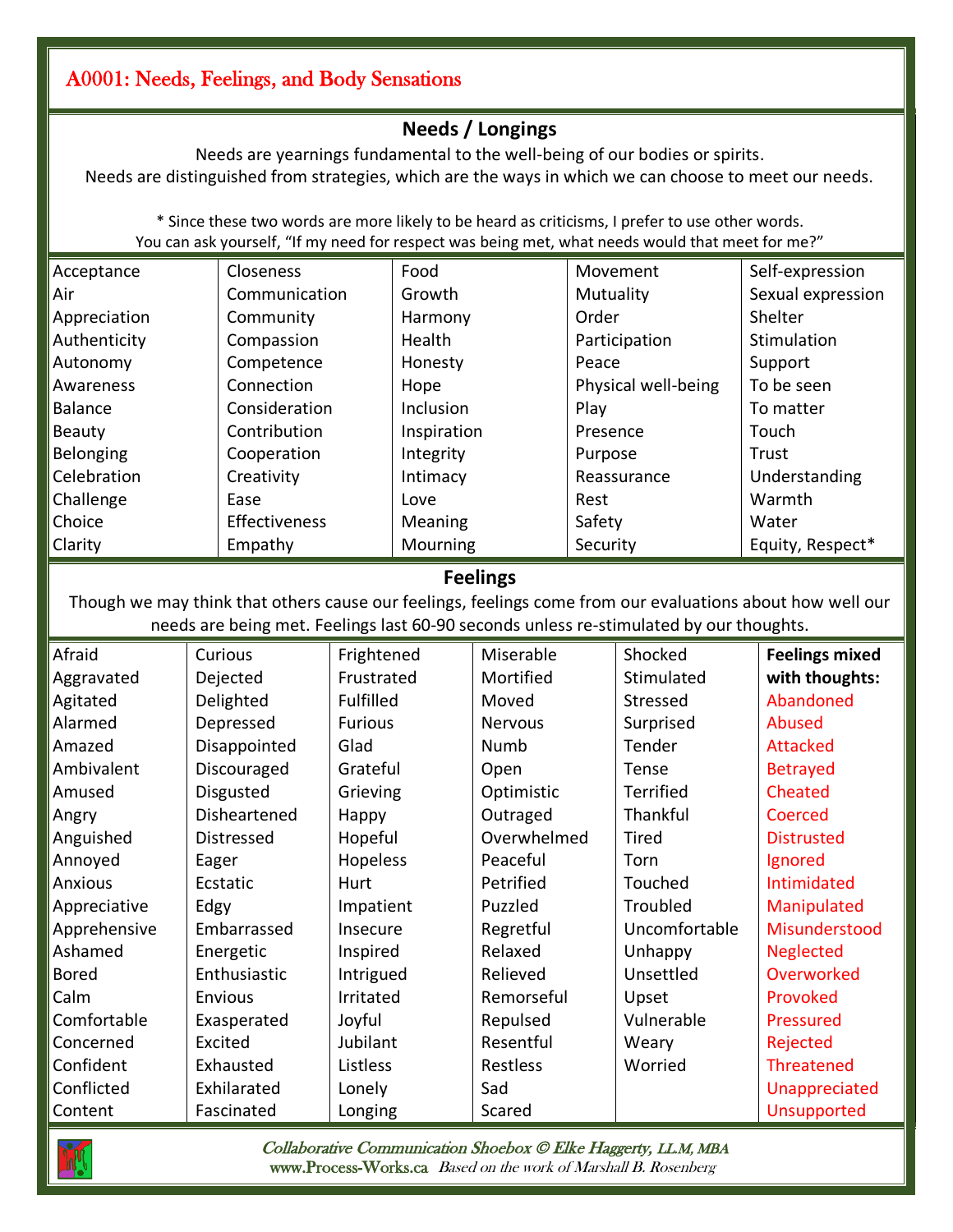# A0001: Needs, Feelings, and Body Sensations

## Needs / Longings

Needs are yearnings fundamental to the well-being of our bodies or spirits.
Needs are distinguished from strategies, which are the ways in which we can choose to meet our needs.

* Since these two words are more likely to be heard as criticisms, I prefer to use other words.
You can ask yourself, "If my need for respect was being met, what needs would that meet for me?"

| | | | | |
|---|---|---|---|---|
| Acceptance | Closeness | Food | Movement | Self-expression |
| Air | Communication | Growth | Mutuality | Sexual expression |
| Appreciation | Community | Harmony | Order | Shelter |
| Authenticity | Compassion | Health | Participation | Stimulation |
| Autonomy | Competence | Honesty | Peace | Support |
| Awareness | Connection | Hope | Physical well-being | To be seen |
| Balance | Consideration | Inclusion | Play | To matter |
| Beauty | Contribution | Inspiration | Presence | Touch |
| Belonging | Cooperation | Integrity | Purpose | Trust |
| Celebration | Creativity | Intimacy | Reassurance | Understanding |
| Challenge | Ease | Love | Rest | Warmth |
| Choice | Effectiveness | Meaning | Safety | Water |
| Clarity | Empathy | Mourning | Security | Equity, Respect* |

## Feelings

Though we may think that others cause our feelings, feelings come from our evaluations about how well our needs are being met. Feelings last 60-90 seconds unless re-stimulated by our thoughts.

| | | | | | |
|---|---|---|---|---|---|
| Afraid | Curious | Frightened | Miserable | Shocked | **Feelings mixed with thoughts:** |
| Aggravated | Dejected | Frustrated | Mortified | Stimulated | Abandoned |
| Agitated | Delighted | Fulfilled | Moved | Stressed | Abused |
| Alarmed | Depressed | Furious | Nervous | Surprised | Attacked |
| Amazed | Disappointed | Glad | Numb | Tender | Betrayed |
| Ambivalent | Discouraged | Grateful | Open | Tense | Cheated |
| Amused | Disgusted | Grieving | Optimistic | Terrified | Coerced |
| Angry | Disheartened | Happy | Outraged | Thankful | Distrusted |
| Anguished | Distressed | Hopeful | Overwhelmed | Tired | Ignored |
| Annoyed | Eager | Hopeless | Peaceful | Torn | Intimidated |
| Anxious | Ecstatic | Hurt | Petrified | Touched | Manipulated |
| Appreciative | Edgy | Impatient | Puzzled | Troubled | Misunderstood |
| Apprehensive | Embarrassed | Insecure | Regretful | Uncomfortable | Neglected |
| Ashamed | Energetic | Inspired | Relaxed | Unhappy | Overworked |
| Bored | Enthusiastic | Intrigued | Relieved | Unsettled | Provoked |
| Calm | Envious | Irritated | Remorseful | Upset | Pressured |
| Comfortable | Exasperated | Joyful | Repulsed | Vulnerable | Rejected |
| Concerned | Excited | Jubilant | Resentful | Weary | Threatened |
| Confident | Exhausted | Listless | Restless | Worried | Unappreciated |
| Conflicted | Exhilarated | Lonely | Sad | | Unsupported |
| Content | Fascinated | Longing | Scared | | |

*Collaborative Communication Shoebox © Elke Haggerty, LL.M, MBA*
www.Process-Works.ca *Based on the work of Marshall B. Rosenberg*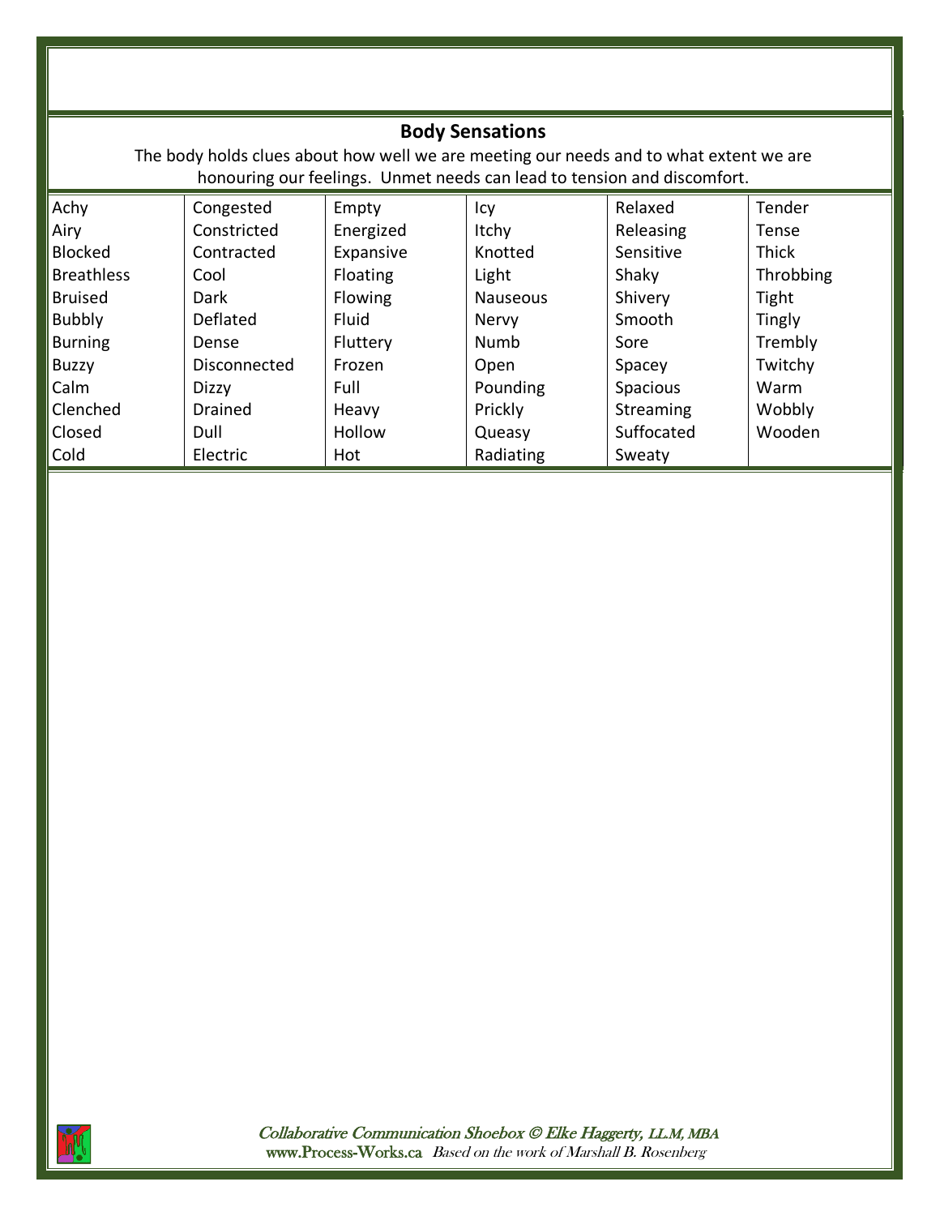## Body Sensations

The body holds clues about how well we are meeting our needs and to what extent we are honouring our feelings. Unmet needs can lead to tension and discomfort.

| | | | | | |
|---|---|---|---|---|---|
| Achy | Congested | Empty | Icy | Relaxed | Tender |
| Airy | Constricted | Energized | Itchy | Releasing | Tense |
| Blocked | Contracted | Expansive | Knotted | Sensitive | Thick |
| Breathless | Cool | Floating | Light | Shaky | Throbbing |
| Bruised | Dark | Flowing | Nauseous | Shivery | Tight |
| Bubbly | Deflated | Fluid | Nervy | Smooth | Tingly |
| Burning | Dense | Fluttery | Numb | Sore | Trembly |
| Buzzy | Disconnected | Frozen | Open | Spacey | Twitchy |
| Calm | Dizzy | Full | Pounding | Spacious | Warm |
| Clenched | Drained | Heavy | Prickly | Streaming | Wobbly |
| Closed | Dull | Hollow | Queasy | Suffocated | Wooden |
| Cold | Electric | Hot | Radiating | Sweaty | |